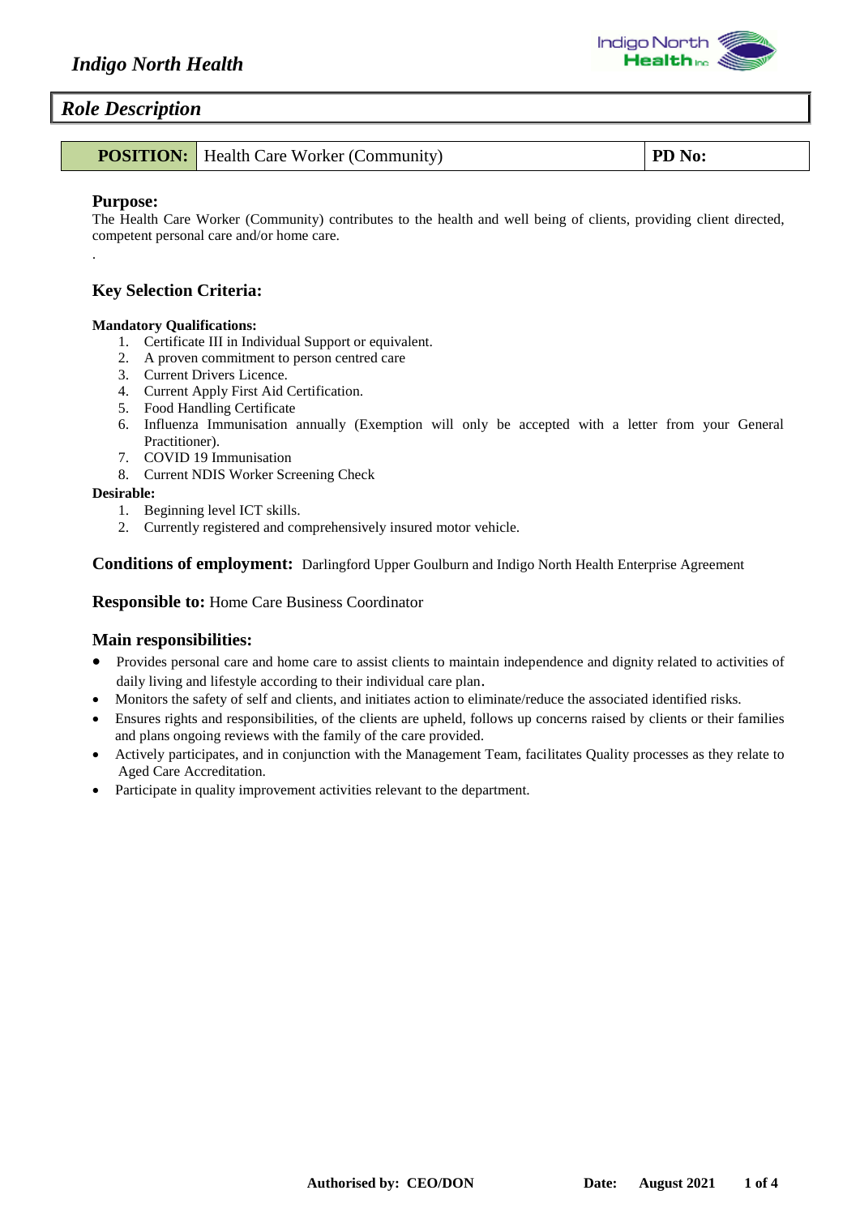# *Indigo North Health*

## *Role Description*

| **POSITION:** | Health Care Worker (Community) | **PD No:** |
|---|---|---|

### Purpose:

The Health Care Worker (Community) contributes to the health and well being of clients, providing client directed, competent personal care and/or home care.

.

### Key Selection Criteria:

**Mandatory Qualifications:**

1. Certificate III in Individual Support or equivalent.
2. A proven commitment to person centred care
3. Current Drivers Licence.
4. Current Apply First Aid Certification.
5. Food Handling Certificate
6. Influenza Immunisation annually (Exemption will only be accepted with a letter from your General Practitioner).
7. COVID 19 Immunisation
8. Current NDIS Worker Screening Check

**Desirable:**

1. Beginning level ICT skills.
2. Currently registered and comprehensively insured motor vehicle.

**Conditions of employment:** Darlingford Upper Goulburn and Indigo North Health Enterprise Agreement

**Responsible to:** Home Care Business Coordinator

### Main responsibilities:

- Provides personal care and home care to assist clients to maintain independence and dignity related to activities of daily living and lifestyle according to their individual care plan.
- Monitors the safety of self and clients, and initiates action to eliminate/reduce the associated identified risks.
- Ensures rights and responsibilities, of the clients are upheld, follows up concerns raised by clients or their families and plans ongoing reviews with the family of the care provided.
- Actively participates, and in conjunction with the Management Team, facilitates Quality processes as they relate to Aged Care Accreditation.
- Participate in quality improvement activities relevant to the department.

**Authorised by: CEO/DON** **Date: August 2021**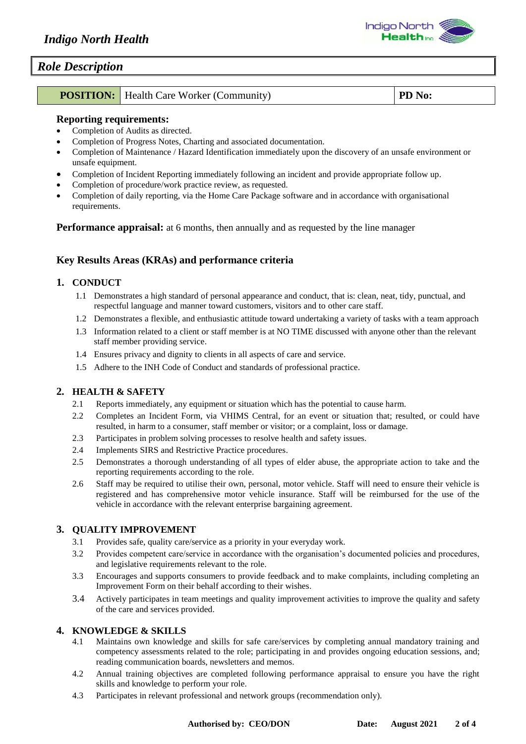| POSITION: | Health Care Worker (Community) | PD No: |
|---|---|---|

### Reporting requirements:

- Completion of Audits as directed.
- Completion of Progress Notes, Charting and associated documentation.
- Completion of Maintenance / Hazard Identification immediately upon the discovery of an unsafe environment or unsafe equipment.
- Completion of Incident Reporting immediately following an incident and provide appropriate follow up.
- Completion of procedure/work practice review, as requested.
- Completion of daily reporting, via the Home Care Package software and in accordance with organisational requirements.

**Performance appraisal:** at 6 months, then annually and as requested by the line manager

## Key Results Areas (KRAs) and performance criteria

### 1. CONDUCT

1.1 Demonstrates a high standard of personal appearance and conduct, that is: clean, neat, tidy, punctual, and respectful language and manner toward customers, visitors and to other care staff.

1.2 Demonstrates a flexible, and enthusiastic attitude toward undertaking a variety of tasks with a team approach

1.3 Information related to a client or staff member is at NO TIME discussed with anyone other than the relevant staff member providing service.

1.4 Ensures privacy and dignity to clients in all aspects of care and service.

1.5 Adhere to the INH Code of Conduct and standards of professional practice.

### 2. HEALTH & SAFETY

2.1 Reports immediately, any equipment or situation which has the potential to cause harm.

2.2 Completes an Incident Form, via VHIMS Central, for an event or situation that; resulted, or could have resulted, in harm to a consumer, staff member or visitor; or a complaint, loss or damage.

2.3 Participates in problem solving processes to resolve health and safety issues.

2.4 Implements SIRS and Restrictive Practice procedures.

2.5 Demonstrates a thorough understanding of all types of elder abuse, the appropriate action to take and the reporting requirements according to the role.

2.6 Staff may be required to utilise their own, personal, motor vehicle. Staff will need to ensure their vehicle is registered and has comprehensive motor vehicle insurance. Staff will be reimbursed for the use of the vehicle in accordance with the relevant enterprise bargaining agreement.

### 3. QUALITY IMPROVEMENT

3.1 Provides safe, quality care/service as a priority in your everyday work.

3.2 Provides competent care/service in accordance with the organisation's documented policies and procedures, and legislative requirements relevant to the role.

3.3 Encourages and supports consumers to provide feedback and to make complaints, including completing an Improvement Form on their behalf according to their wishes.

3.4 Actively participates in team meetings and quality improvement activities to improve the quality and safety of the care and services provided.

### 4. KNOWLEDGE & SKILLS

4.1 Maintains own knowledge and skills for safe care/services by completing annual mandatory training and competency assessments related to the role; participating in and provides ongoing education sessions, and; reading communication boards, newsletters and memos.

4.2 Annual training objectives are completed following performance appraisal to ensure you have the right skills and knowledge to perform your role.

4.3 Participates in relevant professional and network groups (recommendation only).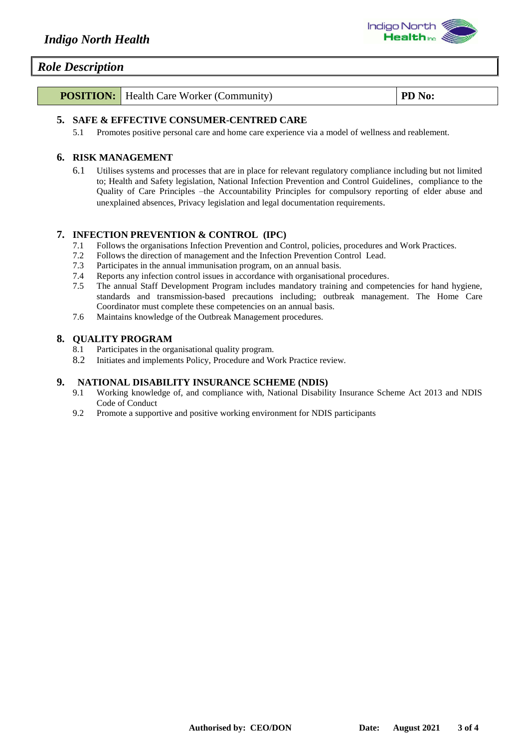## Role Description

| **POSITION:** | Health Care Worker (Community) | **PD No:** |
| --- | --- | --- |

### 5. SAFE & EFFECTIVE CONSUMER-CENTRED CARE

5.1 Promotes positive personal care and home care experience via a model of wellness and reablement.

### 6. RISK MANAGEMENT

6.1 Utilises systems and processes that are in place for relevant regulatory compliance including but not limited to; Health and Safety legislation, National Infection Prevention and Control Guidelines, compliance to the Quality of Care Principles –the Accountability Principles for compulsory reporting of elder abuse and unexplained absences, Privacy legislation and legal documentation requirements.

### 7. INFECTION PREVENTION & CONTROL (IPC)

7.1 Follows the organisations Infection Prevention and Control, policies, procedures and Work Practices.
7.2 Follows the direction of management and the Infection Prevention Control Lead.
7.3 Participates in the annual immunisation program, on an annual basis.
7.4 Reports any infection control issues in accordance with organisational procedures.
7.5 The annual Staff Development Program includes mandatory training and competencies for hand hygiene, standards and transmission-based precautions including; outbreak management. The Home Care Coordinator must complete these competencies on an annual basis.
7.6 Maintains knowledge of the Outbreak Management procedures.

### 8. QUALITY PROGRAM

8.1 Participates in the organisational quality program.
8.2 Initiates and implements Policy, Procedure and Work Practice review.

### 9. NATIONAL DISABILITY INSURANCE SCHEME (NDIS)

9.1 Working knowledge of, and compliance with, National Disability Insurance Scheme Act 2013 and NDIS Code of Conduct
9.2 Promote a supportive and positive working environment for NDIS participants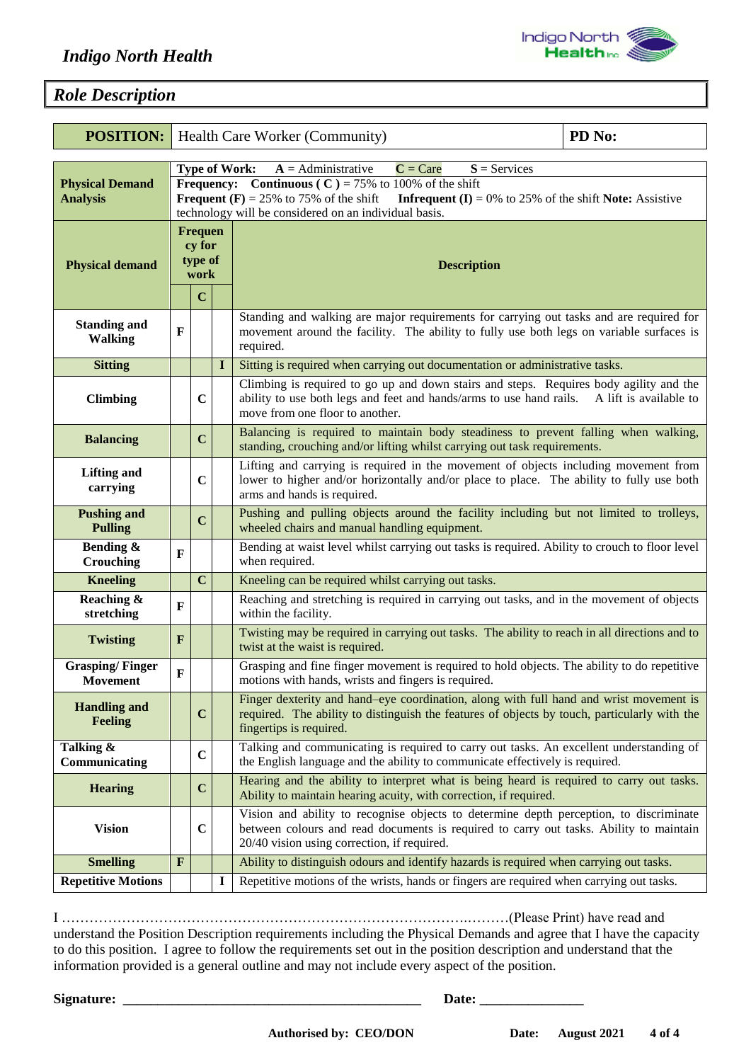*Indigo North Health*

## *Role Description*

| **POSITION:** | Health Care Worker (Community) | **PD No:** |
|---|---|---|

**Physical Demand Analysis**

**Type of Work:** **A** = Administrative **C** = Care **S** = Services
**Frequency:** **Continuous ( C )** = 75% to 100% of the shift
**Frequent (F)** = 25% to 75% of the shift **Infrequent (I)** = 0% to 25% of the shift **Note:** Assistive technology will be considered on an individual basis.

| **Physical demand** | **Frequency for type of work** | | | **Description** |
|---|---|---|---|---|
| | | **C** | | |
| **Standing and Walking** | F | | | Standing and walking are major requirements for carrying out tasks and are required for movement around the facility. The ability to fully use both legs on variable surfaces is required. |
| **Sitting** | | | I | Sitting is required when carrying out documentation or administrative tasks. |
| **Climbing** | | C | | Climbing is required to go up and down stairs and steps. Requires body agility and the ability to use both legs and feet and hands/arms to use hand rails. A lift is available to move from one floor to another. |
| **Balancing** | | C | | Balancing is required to maintain body steadiness to prevent falling when walking, standing, crouching and/or lifting whilst carrying out task requirements. |
| **Lifting and carrying** | | C | | Lifting and carrying is required in the movement of objects including movement from lower to higher and/or horizontally and/or place to place. The ability to fully use both arms and hands is required. |
| **Pushing and Pulling** | | C | | Pushing and pulling objects around the facility including but not limited to trolleys, wheeled chairs and manual handling equipment. |
| **Bending & Crouching** | F | | | Bending at waist level whilst carrying out tasks is required. Ability to crouch to floor level when required. |
| **Kneeling** | | C | | Kneeling can be required whilst carrying out tasks. |
| **Reaching & stretching** | F | | | Reaching and stretching is required in carrying out tasks, and in the movement of objects within the facility. |
| **Twisting** | F | | | Twisting may be required in carrying out tasks. The ability to reach in all directions and to twist at the waist is required. |
| **Grasping/ Finger Movement** | F | | | Grasping and fine finger movement is required to hold objects. The ability to do repetitive motions with hands, wrists and fingers is required. |
| **Handling and Feeling** | | C | | Finger dexterity and hand–eye coordination, along with full hand and wrist movement is required. The ability to distinguish the features of objects by touch, particularly with the fingertips is required. |
| **Talking & Communicating** | | C | | Talking and communicating is required to carry out tasks. An excellent understanding of the English language and the ability to communicate effectively is required. |
| **Hearing** | | C | | Hearing and the ability to interpret what is being heard is required to carry out tasks. Ability to maintain hearing acuity, with correction, if required. |
| **Vision** | | C | | Vision and ability to recognise objects to determine depth perception, to discriminate between colours and read documents is required to carry out tasks. Ability to maintain 20/40 vision using correction, if required. |
| **Smelling** | F | | | Ability to distinguish odours and identify hazards is required when carrying out tasks. |
| **Repetitive Motions** | | | I | Repetitive motions of the wrists, hands or fingers are required when carrying out tasks. |

I …………………………………………………………………………………….………(Please Print) have read and understand the Position Description requirements including the Physical Demands and agree that I have the capacity to do this position. I agree to follow the requirements set out in the position description and understand that the information provided is a general outline and may not include every aspect of the position.

**Signature: ___________________________________________** **Date: _______________**

**Authorised by: CEO/DON** **Date: August 2021**